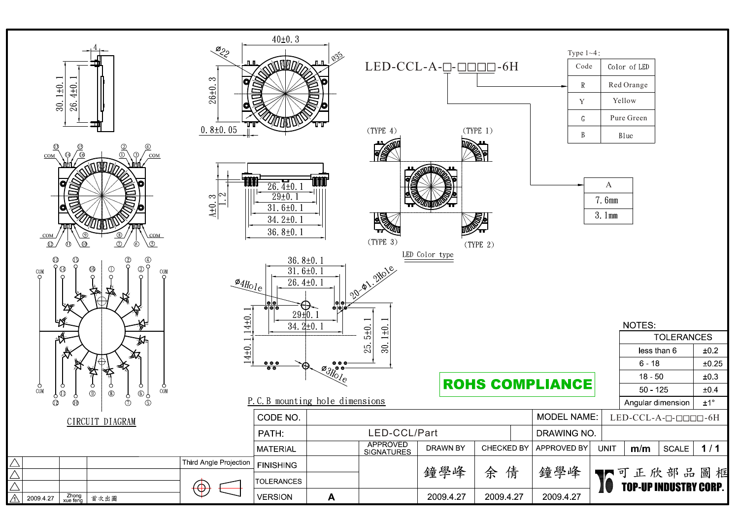LED-CCL-A-□-□□□□-6H

Type 1~4:

| Code | Color of LED |
|---|---|
| R | Red Orange |
| Y | Yellow |
| G | Pure Green |
| B | Blue |

| A |
|---|
| 7.6mm |
| 3.1mm |

(TYPE 4) (TYPE 1) (TYPE 3) (TYPE 2)

LED Color type

40±0.3
Ø22
Ø35
26±0.3
0.8±0.05
30.1±0.1
26.4±0.1
4

A±0.3
1.2
26.4±0.1
29±0.1
31.6±0.1
34.2±0.1
36.8±0.1

36.8±0.1
31.6±0.1
26.4±0.1
Ø4Hole
20-Ø1.2Hole
29±0.1
34.2±0.1
14±0.1
14±0.1
25.5±0.1
30.1±0.1
Ø3Hole

P.C.B mounting hole dimensions

CIRCUIT DIAGRAM

NOTES:

| TOLERANCES | |
|---|---|
| less than 6 | ±0.2 |
| 6 - 18 | ±0.25 |
| 18 - 50 | ±0.3 |
| 50 - 125 | ±0.4 |
| Angular dimension | ±1° |

ROHS COMPLIANCE

| CODE NO. | | MODEL NAME: | LED-CCL-A-□-□□□□-6H |
|---|---|---|---|
| PATH: | LED-CCL/Part | DRAWING NO. | |

| MATERIAL | APPROVED SIGNATURES | DRAWN BY | CHECKED BY | APPROVED BY | UNIT | m/m | SCALE | 1/1 |
|---|---|---|---|---|---|---|---|---|
| FINISHING | | 鐘學峰 | 余 倩 | 鐘學峰 | | | | |
| TOLERANCES | | | | | | | | |
| VERSION | A | 2009.4.27 | 2009.4.27 | 2009.4.27 | | | | |

Third Angle Projection

| △ | | | |
|---|---|---|---|
| △ | | | |
| △ | | | |
| △1 | 2009.4.27 | Zhong xue feng | 首次出圖 |

可正欣部品圖框

TOP-UP INDUSTRY CORP.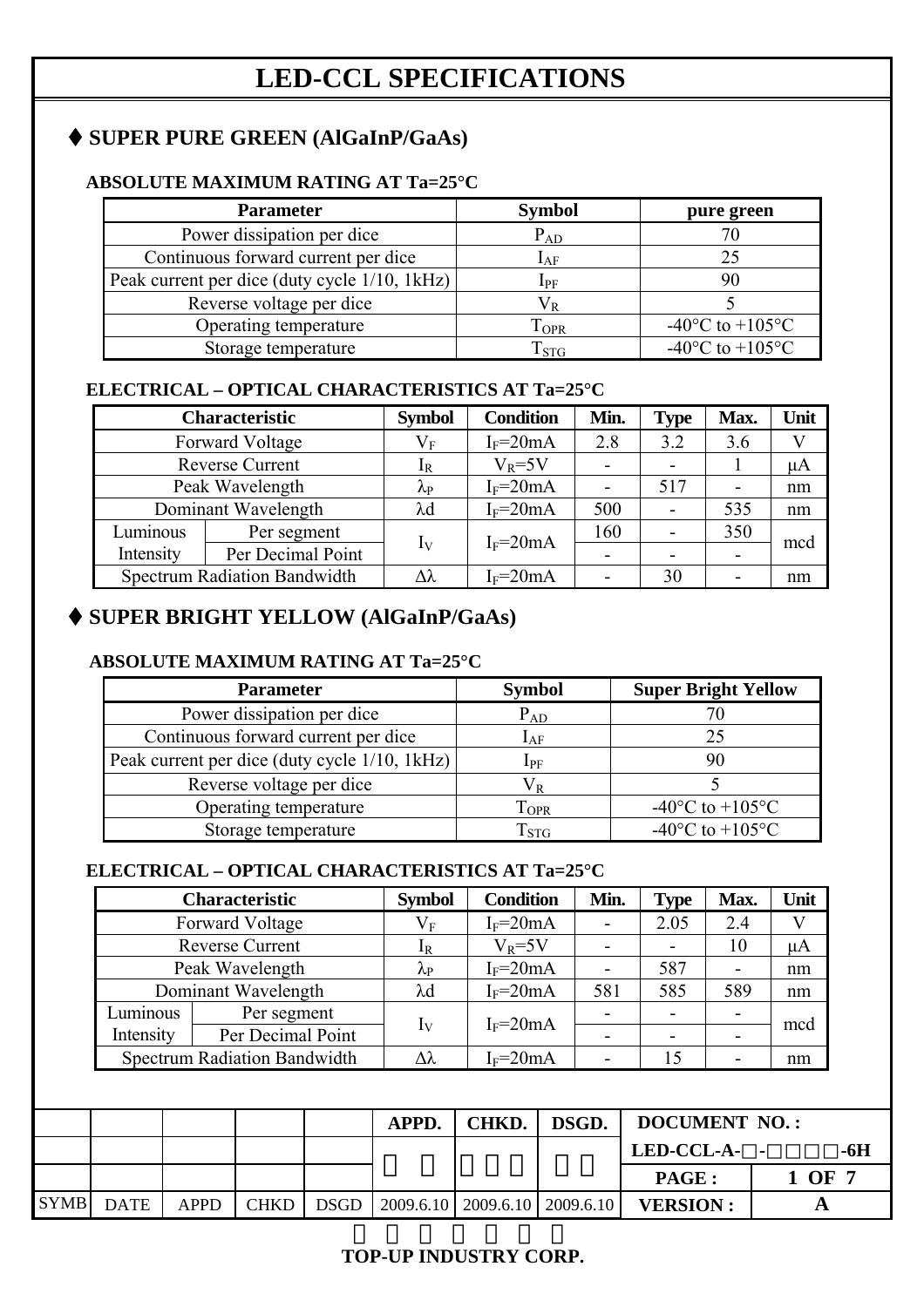# LED-CCL SPECIFICATIONS

## ♦ SUPER PURE GREEN (AlGaInP/GaAs)

### ABSOLUTE MAXIMUM RATING AT Ta=25°C

| Parameter | Symbol | pure green |
|---|---|---|
| Power dissipation per dice | $P_{AD}$ | 70 |
| Continuous forward current per dice | $I_{AF}$ | 25 |
| Peak current per dice (duty cycle 1/10, 1kHz) | $I_{PF}$ | 90 |
| Reverse voltage per dice | $V_R$ | 5 |
| Operating temperature | $T_{OPR}$ | -40°C to +105°C |
| Storage temperature | $T_{STG}$ | -40°C to +105°C |

### ELECTRICAL – OPTICAL CHARACTERISTICS AT Ta=25°C

| Characteristic | | Symbol | Condition | Min. | Type | Max. | Unit |
|---|---|---|---|---|---|---|---|
| Forward Voltage | | $V_F$ | $I_F$=20mA | 2.8 | 3.2 | 3.6 | V |
| Reverse Current | | $I_R$ | $V_R$=5V | - | - | 1 | μA |
| Peak Wavelength | | $\lambda_P$ | $I_F$=20mA | - | 517 | - | nm |
| Dominant Wavelength | | λd | $I_F$=20mA | 500 | - | 535 | nm |
| Luminous Intensity | Per segment | $I_V$ | $I_F$=20mA | 160 | - | 350 | mcd |
| | Per Decimal Point | | | - | - | - | |
| Spectrum Radiation Bandwidth | | Δλ | $I_F$=20mA | - | 30 | - | nm |

## ♦ SUPER BRIGHT YELLOW (AlGaInP/GaAs)

### ABSOLUTE MAXIMUM RATING AT Ta=25°C

| Parameter | Symbol | Super Bright Yellow |
|---|---|---|
| Power dissipation per dice | $P_{AD}$ | 70 |
| Continuous forward current per dice | $I_{AF}$ | 25 |
| Peak current per dice (duty cycle 1/10, 1kHz) | $I_{PF}$ | 90 |
| Reverse voltage per dice | $V_R$ | 5 |
| Operating temperature | $T_{OPR}$ | -40°C to +105°C |
| Storage temperature | $T_{STG}$ | -40°C to +105°C |

### ELECTRICAL – OPTICAL CHARACTERISTICS AT Ta=25°C

| Characteristic | | Symbol | Condition | Min. | Type | Max. | Unit |
|---|---|---|---|---|---|---|---|
| Forward Voltage | | $V_F$ | $I_F$=20mA | - | 2.05 | 2.4 | V |
| Reverse Current | | $I_R$ | $V_R$=5V | - | - | 10 | μA |
| Peak Wavelength | | $\lambda_P$ | $I_F$=20mA | - | 587 | - | nm |
| Dominant Wavelength | | λd | $I_F$=20mA | 581 | 585 | 589 | nm |
| Luminous Intensity | Per segment | $I_V$ | $I_F$=20mA | - | - | - | mcd |
| | Per Decimal Point | | | - | - | - | |
| Spectrum Radiation Bandwidth | | Δλ | $I_F$=20mA | - | 15 | - | nm |

| | | | | | APPD. | CHKD. | DSGD. | DOCUMENT NO. : | |
|---|---|---|---|---|---|---|---|---|---|
| | | | | | | | | LED-CCL-A-□-□□□□-6H | |
| | | | | | | | | PAGE : | 1 OF 7 |
| SYMB | DATE | APPD | CHKD | DSGD | 2009.6.10 | 2009.6.10 | 2009.6.10 | VERSION : | A |

TOP-UP INDUSTRY CORP.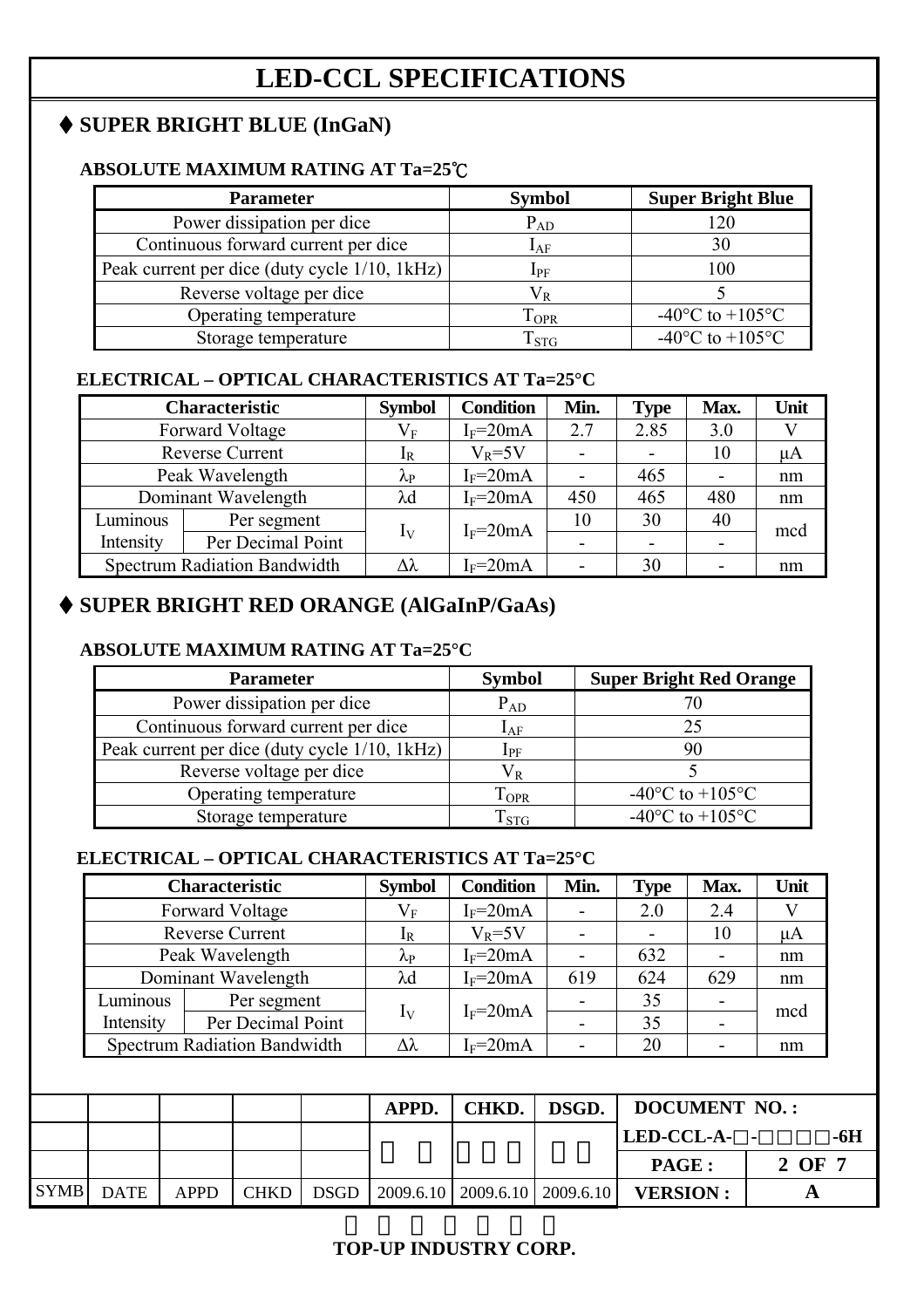# LED-CCL SPECIFICATIONS

## ♦ SUPER BRIGHT BLUE (InGaN)

### ABSOLUTE MAXIMUM RATING AT Ta=25℃

| Parameter | Symbol | Super Bright Blue |
|---|---|---|
| Power dissipation per dice | $P_{AD}$ | 120 |
| Continuous forward current per dice | $I_{AF}$ | 30 |
| Peak current per dice (duty cycle 1/10, 1kHz) | $I_{PF}$ | 100 |
| Reverse voltage per dice | $V_R$ | 5 |
| Operating temperature | $T_{OPR}$ | -40°C to +105°C |
| Storage temperature | $T_{STG}$ | -40°C to +105°C |

### ELECTRICAL – OPTICAL CHARACTERISTICS AT Ta=25°C

| Characteristic | | Symbol | Condition | Min. | Type | Max. | Unit |
|---|---|---|---|---|---|---|---|
| Forward Voltage | | $V_F$ | $I_F$=20mA | 2.7 | 2.85 | 3.0 | V |
| Reverse Current | | $I_R$ | $V_R$=5V | - | - | 10 | μA |
| Peak Wavelength | | $\lambda_P$ | $I_F$=20mA | - | 465 | - | nm |
| Dominant Wavelength | | λd | $I_F$=20mA | 450 | 465 | 480 | nm |
| Luminous Intensity | Per segment | $I_V$ | $I_F$=20mA | 10 | 30 | 40 | mcd |
| | Per Decimal Point | | | - | - | - | |
| Spectrum Radiation Bandwidth | | Δλ | $I_F$=20mA | - | 30 | - | nm |

## ♦ SUPER BRIGHT RED ORANGE (AlGaInP/GaAs)

### ABSOLUTE MAXIMUM RATING AT Ta=25°C

| Parameter | Symbol | Super Bright Red Orange |
|---|---|---|
| Power dissipation per dice | $P_{AD}$ | 70 |
| Continuous forward current per dice | $I_{AF}$ | 25 |
| Peak current per dice (duty cycle 1/10, 1kHz) | $I_{PF}$ | 90 |
| Reverse voltage per dice | $V_R$ | 5 |
| Operating temperature | $T_{OPR}$ | -40°C to +105°C |
| Storage temperature | $T_{STG}$ | -40°C to +105°C |

### ELECTRICAL – OPTICAL CHARACTERISTICS AT Ta=25°C

| Characteristic | | Symbol | Condition | Min. | Type | Max. | Unit |
|---|---|---|---|---|---|---|---|
| Forward Voltage | | $V_F$ | $I_F$=20mA | - | 2.0 | 2.4 | V |
| Reverse Current | | $I_R$ | $V_R$=5V | - | - | 10 | μA |
| Peak Wavelength | | $\lambda_P$ | $I_F$=20mA | - | 632 | - | nm |
| Dominant Wavelength | | λd | $I_F$=20mA | 619 | 624 | 629 | nm |
| Luminous Intensity | Per segment | $I_V$ | $I_F$=20mA | - | 35 | - | mcd |
| | Per Decimal Point | | | - | 35 | - | |
| Spectrum Radiation Bandwidth | | Δλ | $I_F$=20mA | - | 20 | - | nm |

| | | | | | APPD. | CHKD. | DSGD. | DOCUMENT NO. : | |
|---|---|---|---|---|---|---|---|---|---|
| | | | | | | | | LED-CCL-A-□-□□□□-6H | |
| | | | | | | | | PAGE : | 2 OF 7 |
| SYMB | DATE | APPD | CHKD | DSGD | 2009.6.10 | 2009.6.10 | 2009.6.10 | VERSION : | A |

TOP-UP INDUSTRY CORP.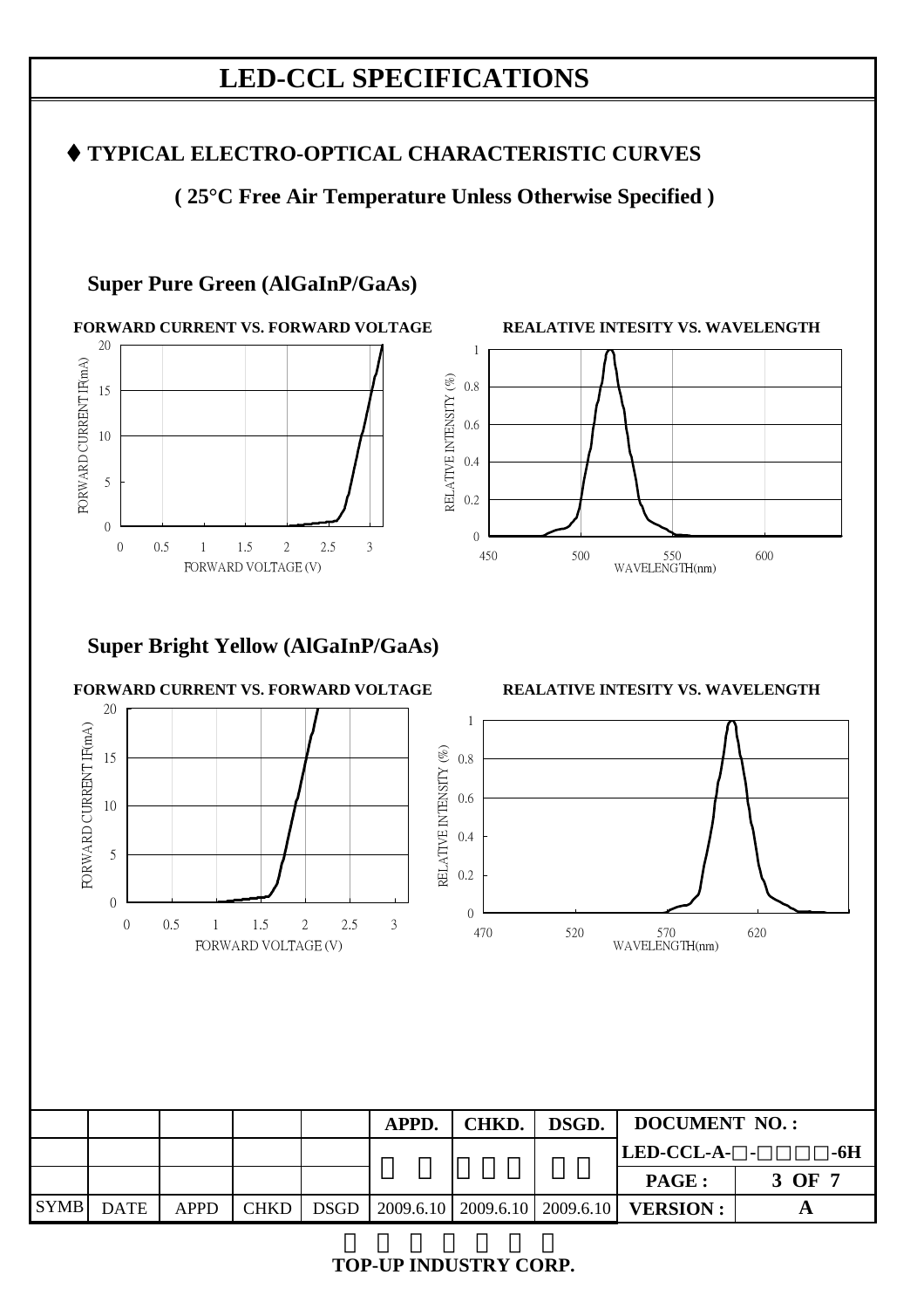# LED-CCL SPECIFICATIONS

## ♦ TYPICAL ELECTRO-OPTICAL CHARACTERISTIC CURVES

**( 25°C Free Air Temperature Unless Otherwise Specified )**

### Super Pure Green (AlGaInP/GaAs)

**FORWARD CURRENT VS. FORWARD VOLTAGE**

**REALATIVE INTESITY VS. WAVELENGTH**

### Super Bright Yellow (AlGaInP/GaAs)

**FORWARD CURRENT VS. FORWARD VOLTAGE**

**REALATIVE INTESITY VS. WAVELENGTH**

| | | | | | APPD. | CHKD. | DSGD. | DOCUMENT NO. : | |
|---|---|---|---|---|---|---|---|---|---|
| | | | | | | | | LED-CCL-A-□-□□□□-6H | |
| | | | | | | | | PAGE : | 3 OF 7 |
| SYMB | DATE | APPD | CHKD | DSGD | 2009.6.10 | 2009.6.10 | 2009.6.10 | VERSION : | A |

**TOP-UP INDUSTRY CORP.**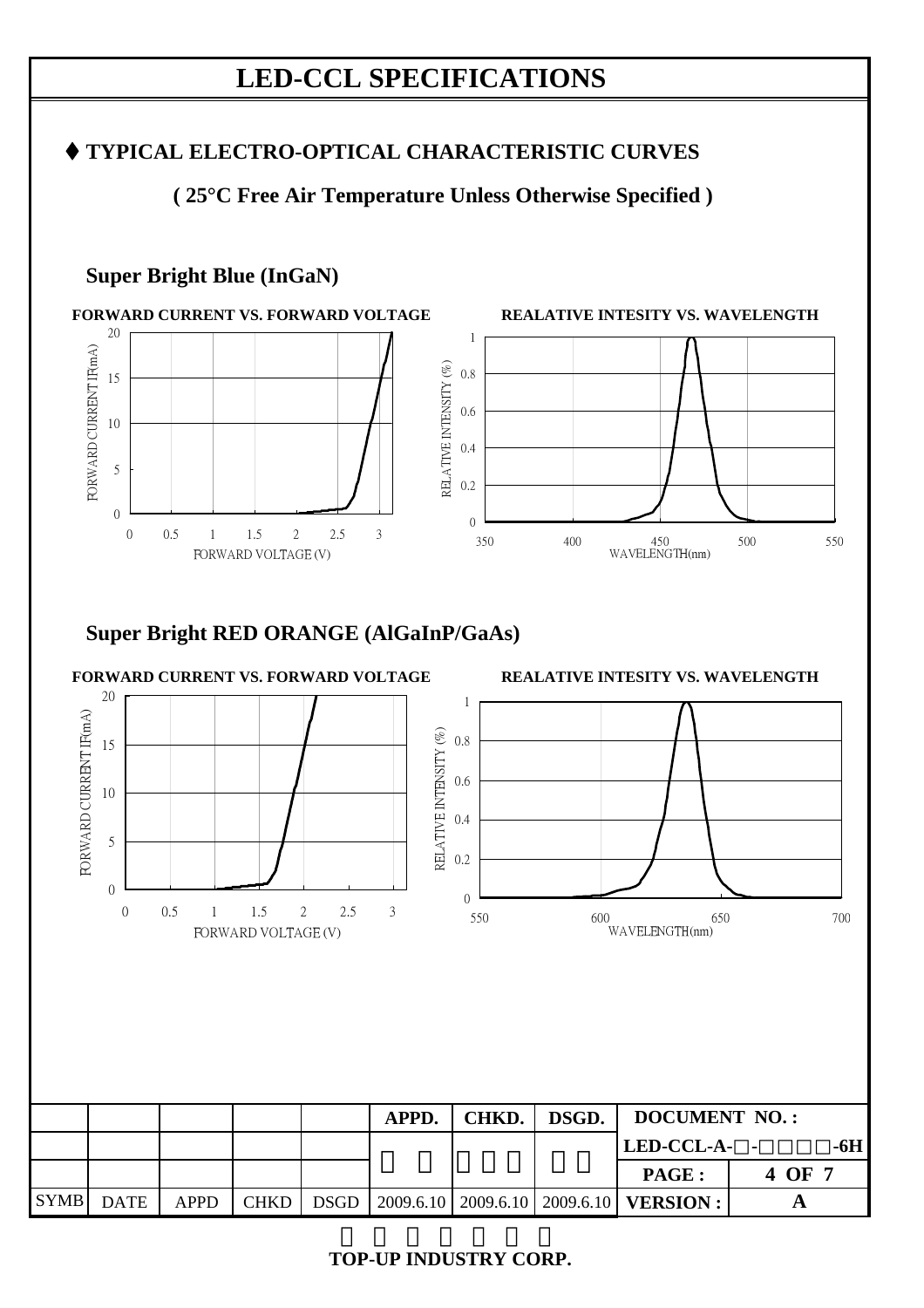# LED-CCL SPECIFICATIONS

## ♦ TYPICAL ELECTRO-OPTICAL CHARACTERISTIC CURVES

**( 25°C Free Air Temperature Unless Otherwise Specified )**

### Super Bright Blue (InGaN)

**FORWARD CURRENT VS. FORWARD VOLTAGE**

FORWARD CURRENT IF(mA)

FORWARD VOLTAGE (V)

**REALATIVE INTESITY VS. WAVELENGTH**

RELATIVE INTENSITY (%)

WAVELENGTH(nm)

### Super Bright RED ORANGE (AlGaInP/GaAs)

**FORWARD CURRENT VS. FORWARD VOLTAGE**

FORWARD CURRENT IF(mA)

FORWARD VOLTAGE (V)

**REALATIVE INTESITY VS. WAVELENGTH**

RELATIVE INTENSITY (%)

WAVELENGTH(nm)

| | | | | | APPD. | CHKD. | DSGD. | DOCUMENT NO. : | |
|---|---|---|---|---|---|---|---|---|---|
| | | | | | | | | LED-CCL-A-□-□□□□-6H | |
| | | | | | | | | PAGE : | 4 OF 7 |
| SYMB | DATE | APPD | CHKD | DSGD | 2009.6.10 | 2009.6.10 | 2009.6.10 | VERSION : | A |

TOP-UP INDUSTRY CORP.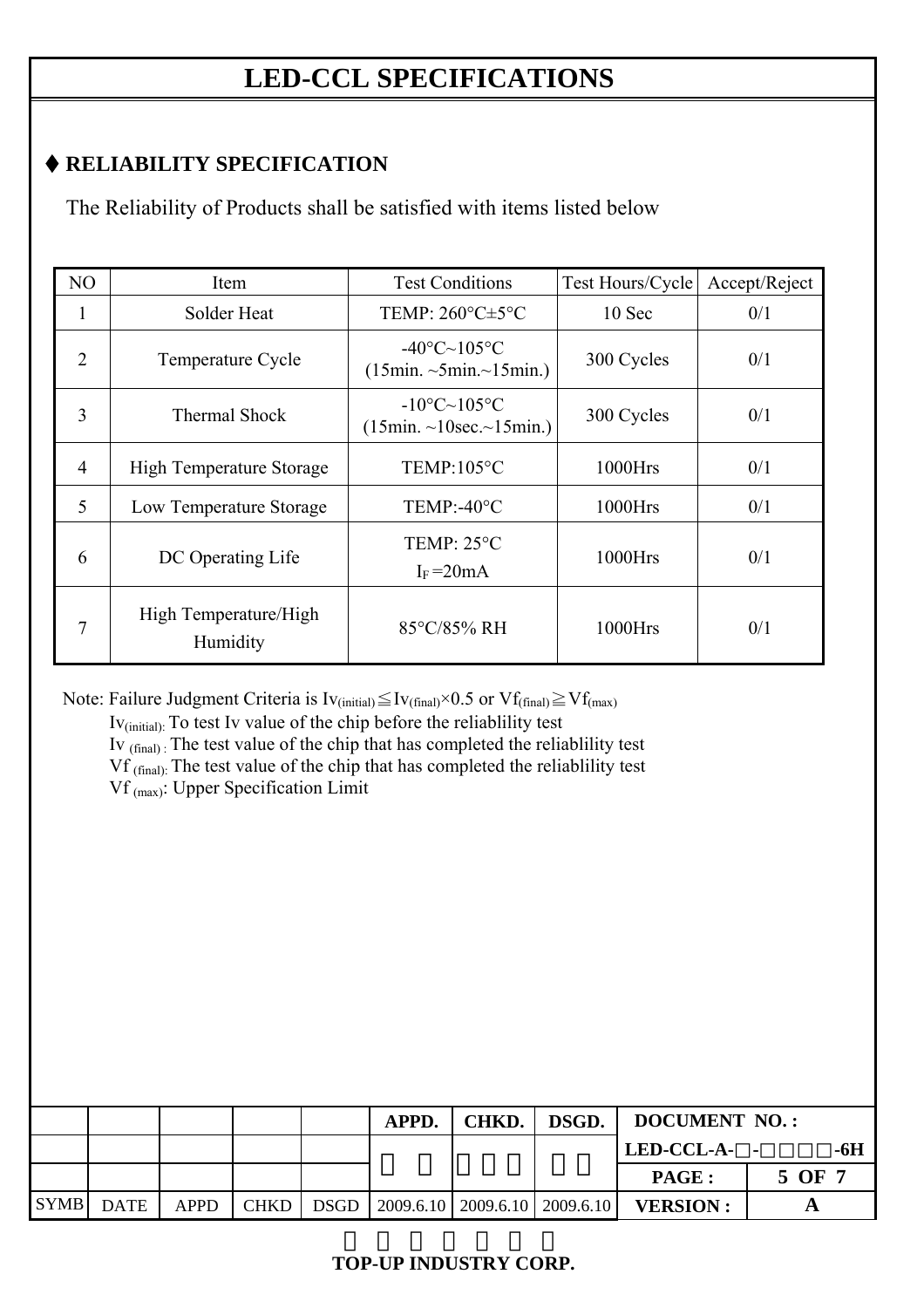# LED-CCL SPECIFICATIONS

## ♦ RELIABILITY SPECIFICATION

The Reliability of Products shall be satisfied with items listed below

| NO | Item | Test Conditions | Test Hours/Cycle | Accept/Reject |
|---|---|---|---|---|
| 1 | Solder Heat | TEMP: 260°C±5°C | 10 Sec | 0/1 |
| 2 | Temperature Cycle | -40°C~105°C (15min. ~5min.~15min.) | 300 Cycles | 0/1 |
| 3 | Thermal Shock | -10°C~105°C (15min. ~10sec.~15min.) | 300 Cycles | 0/1 |
| 4 | High Temperature Storage | TEMP:105°C | 1000Hrs | 0/1 |
| 5 | Low Temperature Storage | TEMP:-40°C | 1000Hrs | 0/1 |
| 6 | DC Operating Life | TEMP: 25°C $I_F$ =20mA | 1000Hrs | 0/1 |
| 7 | High Temperature/High Humidity | 85°C/85% RH | 1000Hrs | 0/1 |

Note: Failure Judgment Criteria is $Iv_{(initial)} \leqq Iv_{(final)} \times 0.5$ or $Vf_{(final)} \geqq Vf_{(max)}$

$Iv_{(initial)}$: To test Iv value of the chip before the reliablility test

$Iv_{(final)}$: The test value of the chip that has completed the reliablility test

$Vf_{(final)}$: The test value of the chip that has completed the reliablility test

$Vf_{(max)}$: Upper Specification Limit

| | | | | | APPD. | CHKD. | DSGD. | DOCUMENT NO. : | |
|---|---|---|---|---|---|---|---|---|---|
| | | | | | | | | LED-CCL-A-□-□□□□-6H | |
| | | | | | | | | PAGE : | 5 OF 7 |
| SYMB | DATE | APPD | CHKD | DSGD | 2009.6.10 | 2009.6.10 | 2009.6.10 | VERSION : | A |

TOP-UP INDUSTRY CORP.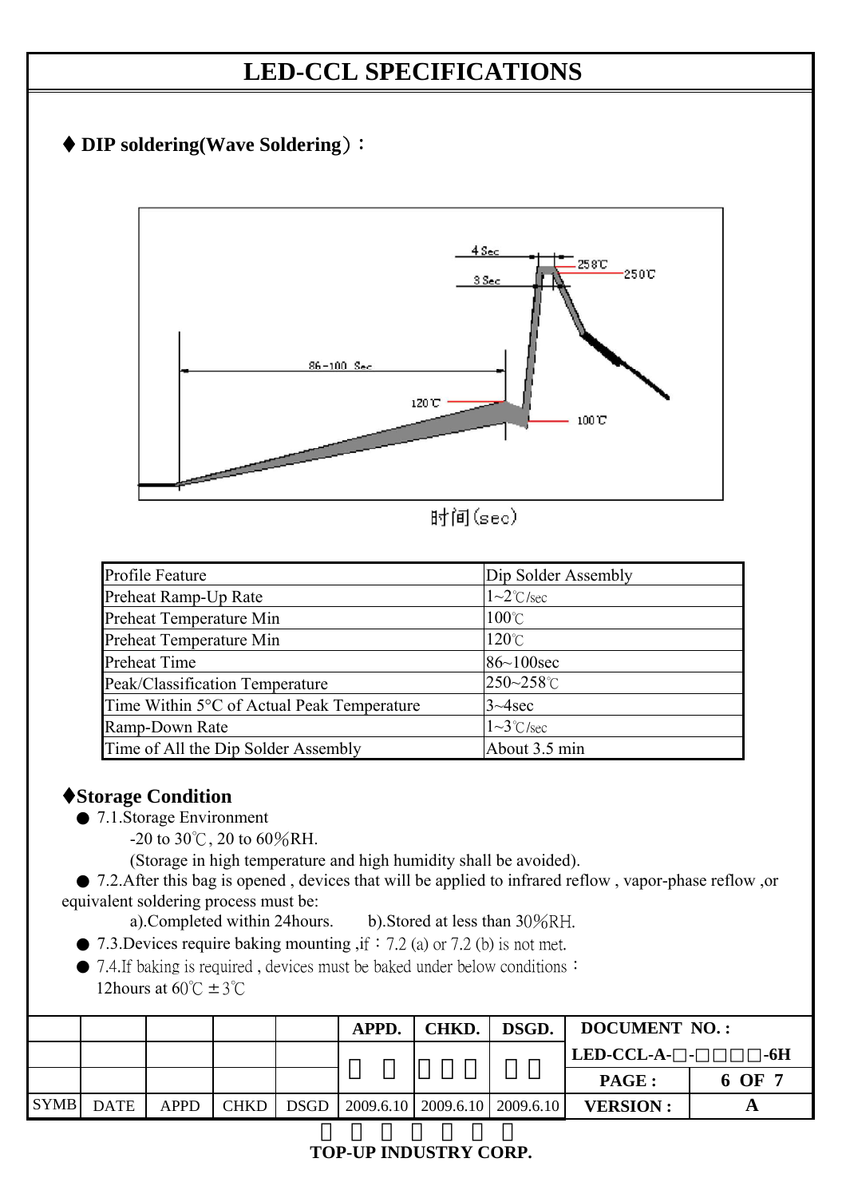# LED-CCL SPECIFICATIONS

## ♦ DIP soldering(Wave Soldering)：

4 Sec
3 Sec
258℃
250℃
86~100 Sec
120℃
100℃
时间(sec)

| Profile Feature | Dip Solder Assembly |
|---|---|
| Preheat Ramp-Up Rate | 1~2℃/sec |
| Preheat Temperature Min | 100℃ |
| Preheat Temperature Min | 120℃ |
| Preheat Time | 86~100sec |
| Peak/Classification Temperature | 250~258℃ |
| Time Within 5°C of Actual Peak Temperature | 3~4sec |
| Ramp-Down Rate | 1~3℃/sec |
| Time of All the Dip Solder Assembly | About 3.5 min |

## ♦Storage Condition

- 7.1.Storage Environment
  - -20 to 30℃, 20 to 60%RH.
  - (Storage in high temperature and high humidity shall be avoided).
- 7.2.After this bag is opened , devices that will be applied to infrared reflow , vapor-phase reflow ,or equivalent soldering process must be:
  - a).Completed within 24hours. b).Stored at less than 30%RH.
- 7.3.Devices require baking mounting ,if：7.2 (a) or 7.2 (b) is not met.
- 7.4.If baking is required , devices must be baked under below conditions：
  12hours at 60℃ ±3℃

| | | | | | APPD. | CHKD. | DSGD. | DOCUMENT NO. : | |
|---|---|---|---|---|---|---|---|---|---|
| | | | | | | | | LED-CCL-A-□-□□□□-6H | |
| | | | | | | | | PAGE : | 6 OF 7 |
| SYMB | DATE | APPD | CHKD | DSGD | 2009.6.10 | 2009.6.10 | 2009.6.10 | VERSION : | A |

TOP-UP INDUSTRY CORP.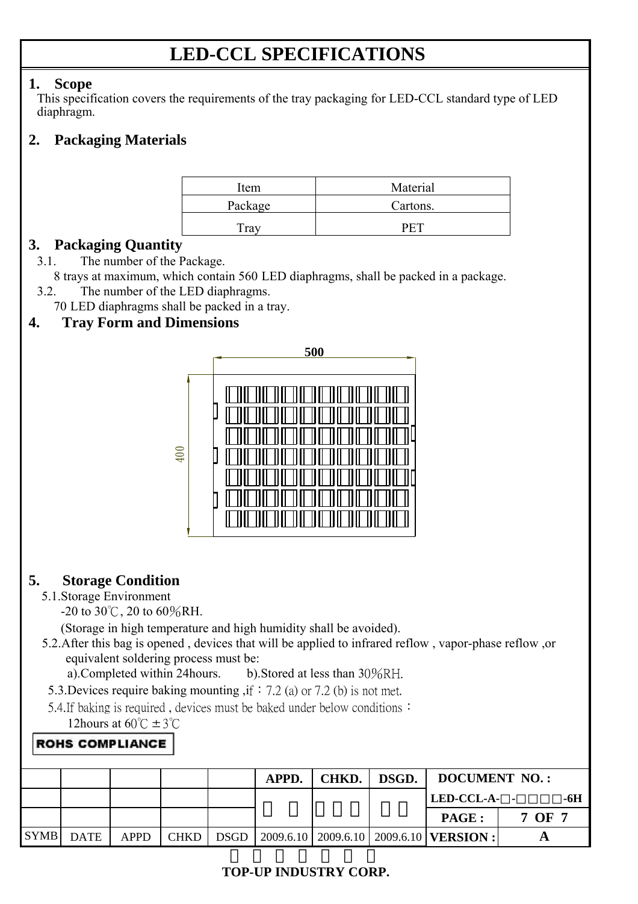# LED-CCL SPECIFICATIONS

## 1. Scope

This specification covers the requirements of the tray packaging for LED-CCL standard type of LED diaphragm.

## 2. Packaging Materials

| Item | Material |
|---|---|
| Package | Cartons. |
| Tray | PET |

## 3. Packaging Quantity

3.1. The number of the Package.

8 trays at maximum, which contain 560 LED diaphragms, shall be packed in a package.

3.2. The number of the LED diaphragms.

70 LED diaphragms shall be packed in a tray.

## 4. Tray Form and Dimensions

500

400

## 5. Storage Condition

5.1.Storage Environment

-20 to 30℃, 20 to 60%RH.

(Storage in high temperature and high humidity shall be avoided).

5.2.After this bag is opened , devices that will be applied to infrared reflow , vapor-phase reflow ,or equivalent soldering process must be:

a).Completed within 24hours. b).Stored at less than 30%RH.

5.3.Devices require baking mounting ,if：7.2 (a) or 7.2 (b) is not met.

5.4.If baking is required , devices must be baked under below conditions：

12hours at 60℃ ±3℃

**ROHS COMPLIANCE**

| | | | | | APPD. | CHKD. | DSGD. | DOCUMENT NO. : | |
|---|---|---|---|---|---|---|---|---|---|
| | | | | | | | | LED-CCL-A-□-□□□□-6H | |
| | | | | | | | | PAGE : | 7 OF 7 |
| SYMB | DATE | APPD | CHKD | DSGD | 2009.6.10 | 2009.6.10 | 2009.6.10 | VERSION : | A |

**TOP-UP INDUSTRY CORP.**